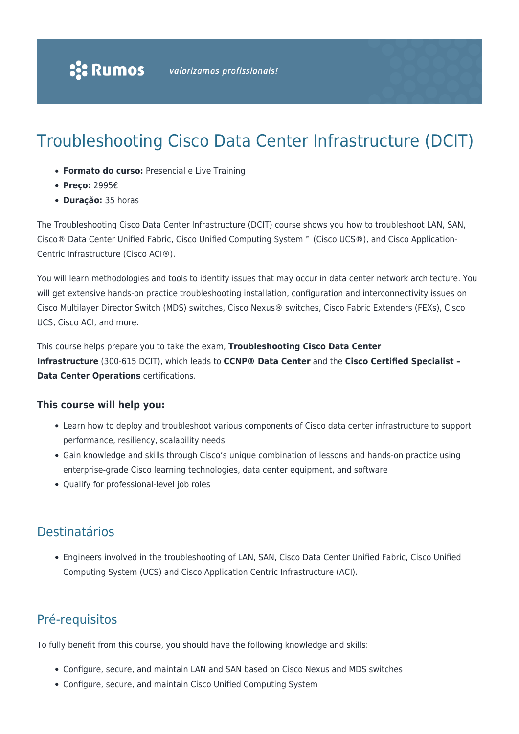# Troubleshooting Cisco Data Center Infrastructure (DCIT)

- **Formato do curso:** Presencial e Live Training
- **Preço:** 2995€
- **Duração:** 35 horas

The Troubleshooting Cisco Data Center Infrastructure (DCIT) course shows you how to troubleshoot LAN, SAN, Cisco® Data Center Unified Fabric, Cisco Unified Computing System™ (Cisco UCS®), and Cisco Application-Centric Infrastructure (Cisco ACI®).

You will learn methodologies and tools to identify issues that may occur in data center network architecture. You will get extensive hands-on practice troubleshooting installation, configuration and interconnectivity issues on Cisco Multilayer Director Switch (MDS) switches, Cisco Nexus® switches, Cisco Fabric Extenders (FEXs), Cisco UCS, Cisco ACI, and more.

This course helps prepare you to take the exam, **Troubleshooting Cisco Data Center Infrastructure** (300-615 DCIT), which leads to **CCNP® Data Center** and the **Cisco Certified Specialist – Data Center Operations** certifications.

### This course will help you:

- Learn how to deploy and troubleshoot various components of Cisco data center infrastructure to support performance, resiliency, scalability needs
- Gain knowledge and skills through Cisco's unique combination of lessons and hands-on practice using enterprise-grade Cisco learning technologies, data center equipment, and software
- Qualify for professional-level job roles

## Destinatários

- Engineers involved in the troubleshooting of LAN, SAN, Cisco Data Center Unified Fabric, Cisco Unified Computing System (UCS) and Cisco Application Centric Infrastructure (ACI).

## Pré-requisitos

To fully benefit from this course, you should have the following knowledge and skills:

- Configure, secure, and maintain LAN and SAN based on Cisco Nexus and MDS switches
- Configure, secure, and maintain Cisco Unified Computing System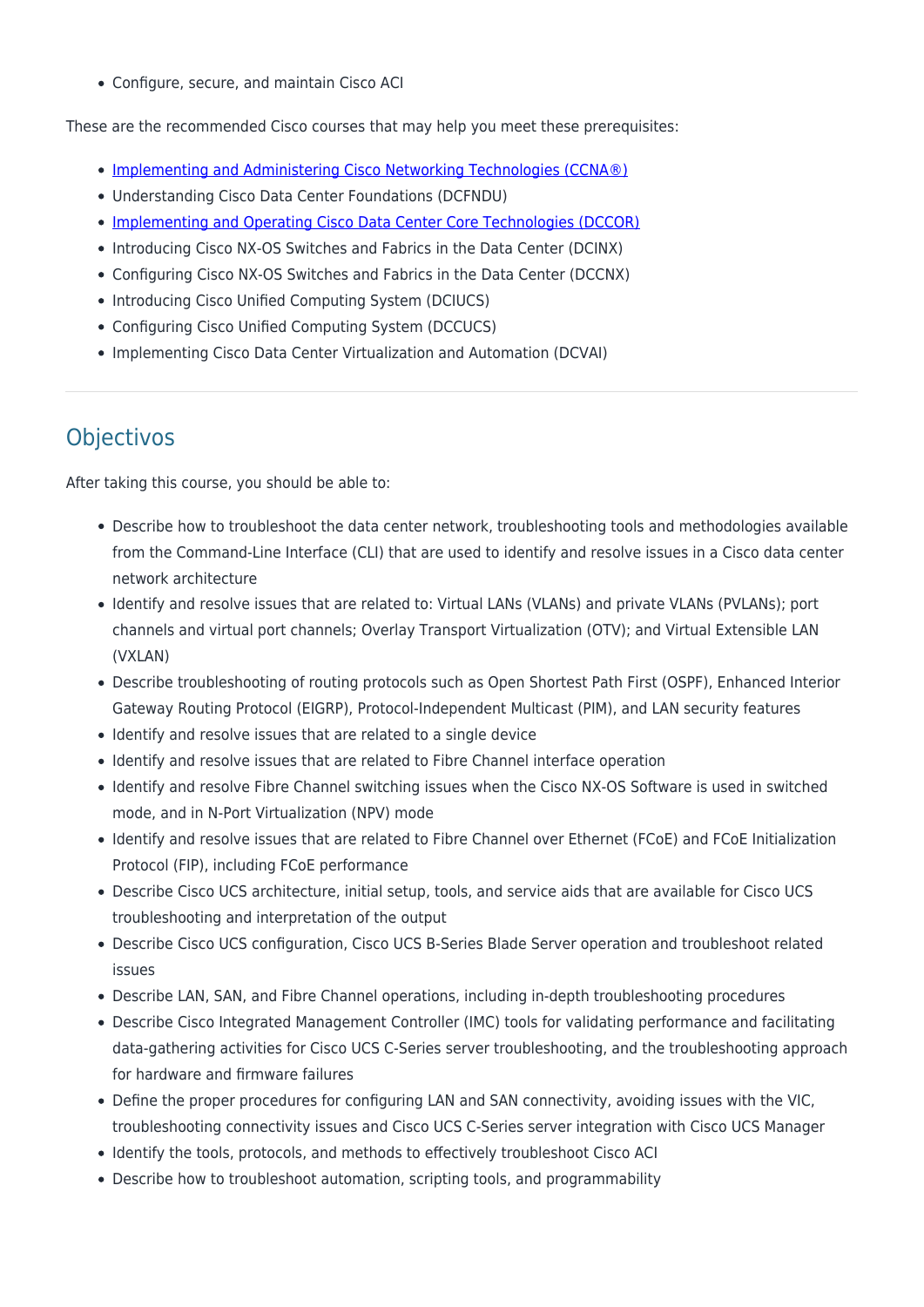- Configure, secure, and maintain Cisco ACI

These are the recommended Cisco courses that may help you meet these prerequisites:

- [Implementing and Administering Cisco Networking Technologies (CCNA®)]
- Understanding Cisco Data Center Foundations (DCFNDU)
- [Implementing and Operating Cisco Data Center Core Technologies (DCCOR)]
- Introducing Cisco NX-OS Switches and Fabrics in the Data Center (DCINX)
- Configuring Cisco NX-OS Switches and Fabrics in the Data Center (DCCNX)
- Introducing Cisco Unified Computing System (DCIUCS)
- Configuring Cisco Unified Computing System (DCCUCS)
- Implementing Cisco Data Center Virtualization and Automation (DCVAI)

---

## Objectivos

After taking this course, you should be able to:

- Describe how to troubleshoot the data center network, troubleshooting tools and methodologies available from the Command-Line Interface (CLI) that are used to identify and resolve issues in a Cisco data center network architecture
- Identify and resolve issues that are related to: Virtual LANs (VLANs) and private VLANs (PVLANs); port channels and virtual port channels; Overlay Transport Virtualization (OTV); and Virtual Extensible LAN (VXLAN)
- Describe troubleshooting of routing protocols such as Open Shortest Path First (OSPF), Enhanced Interior Gateway Routing Protocol (EIGRP), Protocol-Independent Multicast (PIM), and LAN security features
- Identify and resolve issues that are related to a single device
- Identify and resolve issues that are related to Fibre Channel interface operation
- Identify and resolve Fibre Channel switching issues when the Cisco NX-OS Software is used in switched mode, and in N-Port Virtualization (NPV) mode
- Identify and resolve issues that are related to Fibre Channel over Ethernet (FCoE) and FCoE Initialization Protocol (FIP), including FCoE performance
- Describe Cisco UCS architecture, initial setup, tools, and service aids that are available for Cisco UCS troubleshooting and interpretation of the output
- Describe Cisco UCS configuration, Cisco UCS B-Series Blade Server operation and troubleshoot related issues
- Describe LAN, SAN, and Fibre Channel operations, including in-depth troubleshooting procedures
- Describe Cisco Integrated Management Controller (IMC) tools for validating performance and facilitating data-gathering activities for Cisco UCS C-Series server troubleshooting, and the troubleshooting approach for hardware and firmware failures
- Define the proper procedures for configuring LAN and SAN connectivity, avoiding issues with the VIC, troubleshooting connectivity issues and Cisco UCS C-Series server integration with Cisco UCS Manager
- Identify the tools, protocols, and methods to effectively troubleshoot Cisco ACI
- Describe how to troubleshoot automation, scripting tools, and programmability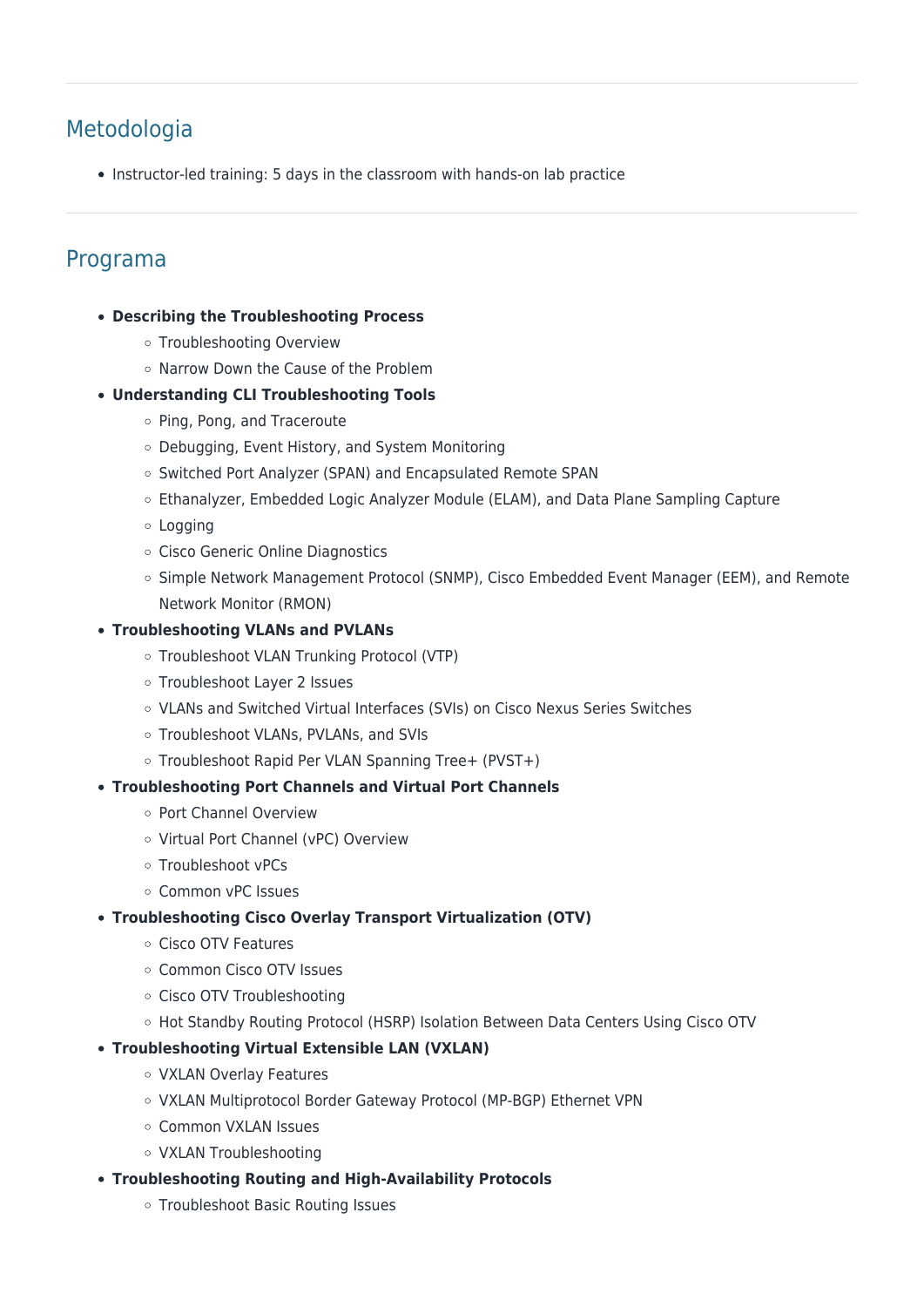## Metodologia

- Instructor-led training: 5 days in the classroom with hands-on lab practice

## Programa

- **Describing the Troubleshooting Process**
    - Troubleshooting Overview
    - Narrow Down the Cause of the Problem
- **Understanding CLI Troubleshooting Tools**
    - Ping, Pong, and Traceroute
    - Debugging, Event History, and System Monitoring
    - Switched Port Analyzer (SPAN) and Encapsulated Remote SPAN
    - Ethanalyzer, Embedded Logic Analyzer Module (ELAM), and Data Plane Sampling Capture
    - Logging
    - Cisco Generic Online Diagnostics
    - Simple Network Management Protocol (SNMP), Cisco Embedded Event Manager (EEM), and Remote Network Monitor (RMON)
- **Troubleshooting VLANs and PVLANs**
    - Troubleshoot VLAN Trunking Protocol (VTP)
    - Troubleshoot Layer 2 Issues
    - VLANs and Switched Virtual Interfaces (SVIs) on Cisco Nexus Series Switches
    - Troubleshoot VLANs, PVLANs, and SVIs
    - Troubleshoot Rapid Per VLAN Spanning Tree+ (PVST+)
- **Troubleshooting Port Channels and Virtual Port Channels**
    - Port Channel Overview
    - Virtual Port Channel (vPC) Overview
    - Troubleshoot vPCs
    - Common vPC Issues
- **Troubleshooting Cisco Overlay Transport Virtualization (OTV)**
    - Cisco OTV Features
    - Common Cisco OTV Issues
    - Cisco OTV Troubleshooting
    - Hot Standby Routing Protocol (HSRP) Isolation Between Data Centers Using Cisco OTV
- **Troubleshooting Virtual Extensible LAN (VXLAN)**
    - VXLAN Overlay Features
    - VXLAN Multiprotocol Border Gateway Protocol (MP-BGP) Ethernet VPN
    - Common VXLAN Issues
    - VXLAN Troubleshooting
- **Troubleshooting Routing and High-Availability Protocols**
    - Troubleshoot Basic Routing Issues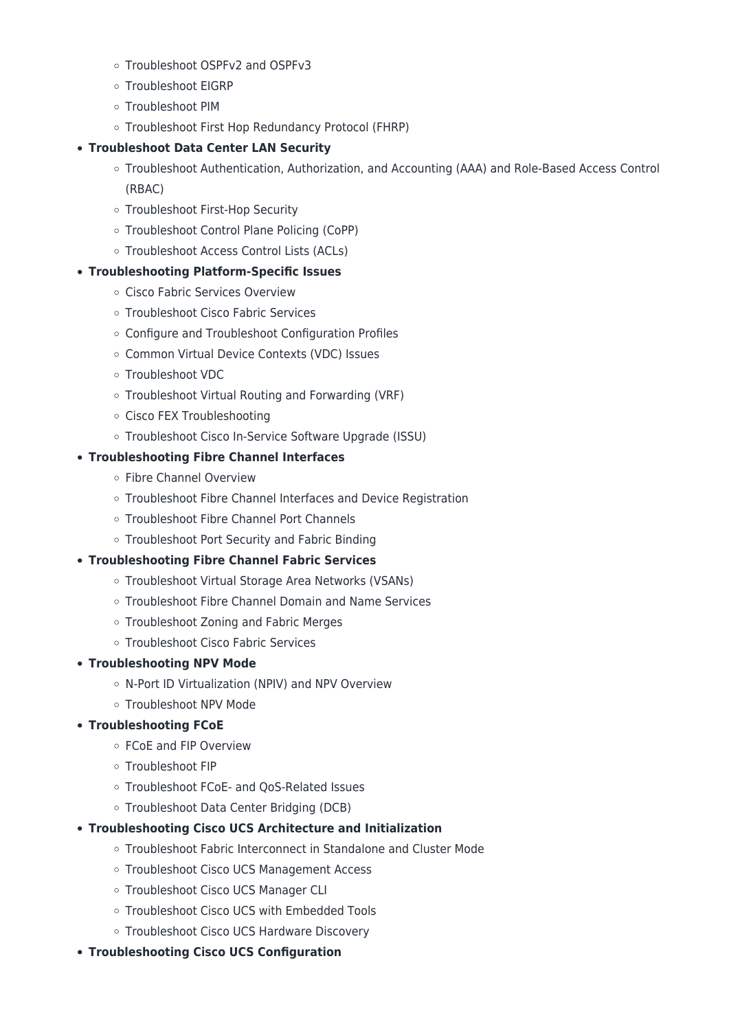- Troubleshoot OSPFv2 and OSPFv3
  - Troubleshoot EIGRP
  - Troubleshoot PIM
  - Troubleshoot First Hop Redundancy Protocol (FHRP)
- **Troubleshoot Data Center LAN Security**
  - Troubleshoot Authentication, Authorization, and Accounting (AAA) and Role-Based Access Control (RBAC)
  - Troubleshoot First-Hop Security
  - Troubleshoot Control Plane Policing (CoPP)
  - Troubleshoot Access Control Lists (ACLs)
- **Troubleshooting Platform-Specific Issues**
  - Cisco Fabric Services Overview
  - Troubleshoot Cisco Fabric Services
  - Configure and Troubleshoot Configuration Profiles
  - Common Virtual Device Contexts (VDC) Issues
  - Troubleshoot VDC
  - Troubleshoot Virtual Routing and Forwarding (VRF)
  - Cisco FEX Troubleshooting
  - Troubleshoot Cisco In-Service Software Upgrade (ISSU)
- **Troubleshooting Fibre Channel Interfaces**
  - Fibre Channel Overview
  - Troubleshoot Fibre Channel Interfaces and Device Registration
  - Troubleshoot Fibre Channel Port Channels
  - Troubleshoot Port Security and Fabric Binding
- **Troubleshooting Fibre Channel Fabric Services**
  - Troubleshoot Virtual Storage Area Networks (VSANs)
  - Troubleshoot Fibre Channel Domain and Name Services
  - Troubleshoot Zoning and Fabric Merges
  - Troubleshoot Cisco Fabric Services
- **Troubleshooting NPV Mode**
  - N-Port ID Virtualization (NPIV) and NPV Overview
  - Troubleshoot NPV Mode
- **Troubleshooting FCoE**
  - FCoE and FIP Overview
  - Troubleshoot FIP
  - Troubleshoot FCoE- and QoS-Related Issues
  - Troubleshoot Data Center Bridging (DCB)
- **Troubleshooting Cisco UCS Architecture and Initialization**
  - Troubleshoot Fabric Interconnect in Standalone and Cluster Mode
  - Troubleshoot Cisco UCS Management Access
  - Troubleshoot Cisco UCS Manager CLI
  - Troubleshoot Cisco UCS with Embedded Tools
  - Troubleshoot Cisco UCS Hardware Discovery
- **Troubleshooting Cisco UCS Configuration**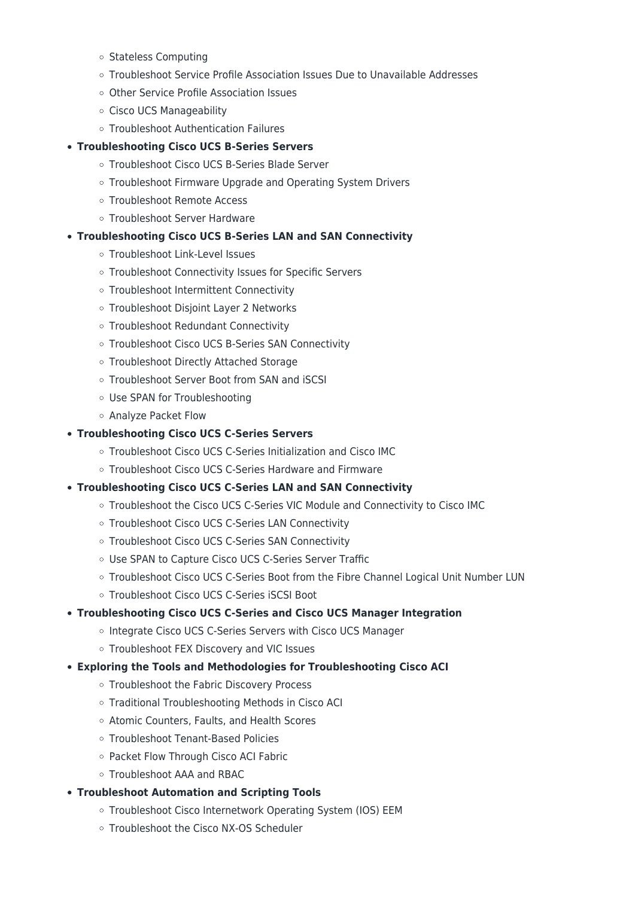- Stateless Computing
  - Troubleshoot Service Profile Association Issues Due to Unavailable Addresses
  - Other Service Profile Association Issues
  - Cisco UCS Manageability
  - Troubleshoot Authentication Failures
- **Troubleshooting Cisco UCS B-Series Servers**
  - Troubleshoot Cisco UCS B-Series Blade Server
  - Troubleshoot Firmware Upgrade and Operating System Drivers
  - Troubleshoot Remote Access
  - Troubleshoot Server Hardware
- **Troubleshooting Cisco UCS B-Series LAN and SAN Connectivity**
  - Troubleshoot Link-Level Issues
  - Troubleshoot Connectivity Issues for Specific Servers
  - Troubleshoot Intermittent Connectivity
  - Troubleshoot Disjoint Layer 2 Networks
  - Troubleshoot Redundant Connectivity
  - Troubleshoot Cisco UCS B-Series SAN Connectivity
  - Troubleshoot Directly Attached Storage
  - Troubleshoot Server Boot from SAN and iSCSI
  - Use SPAN for Troubleshooting
  - Analyze Packet Flow
- **Troubleshooting Cisco UCS C-Series Servers**
  - Troubleshoot Cisco UCS C-Series Initialization and Cisco IMC
  - Troubleshoot Cisco UCS C-Series Hardware and Firmware
- **Troubleshooting Cisco UCS C-Series LAN and SAN Connectivity**
  - Troubleshoot the Cisco UCS C-Series VIC Module and Connectivity to Cisco IMC
  - Troubleshoot Cisco UCS C-Series LAN Connectivity
  - Troubleshoot Cisco UCS C-Series SAN Connectivity
  - Use SPAN to Capture Cisco UCS C-Series Server Traffic
  - Troubleshoot Cisco UCS C-Series Boot from the Fibre Channel Logical Unit Number LUN
  - Troubleshoot Cisco UCS C-Series iSCSI Boot
- **Troubleshooting Cisco UCS C-Series and Cisco UCS Manager Integration**
  - Integrate Cisco UCS C-Series Servers with Cisco UCS Manager
  - Troubleshoot FEX Discovery and VIC Issues
- **Exploring the Tools and Methodologies for Troubleshooting Cisco ACI**
  - Troubleshoot the Fabric Discovery Process
  - Traditional Troubleshooting Methods in Cisco ACI
  - Atomic Counters, Faults, and Health Scores
  - Troubleshoot Tenant-Based Policies
  - Packet Flow Through Cisco ACI Fabric
  - Troubleshoot AAA and RBAC
- **Troubleshoot Automation and Scripting Tools**
  - Troubleshoot Cisco Internetwork Operating System (IOS) EEM
  - Troubleshoot the Cisco NX-OS Scheduler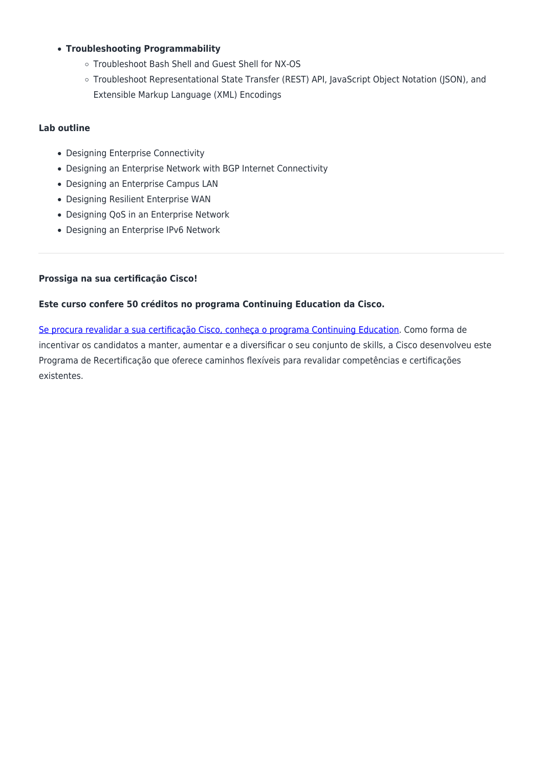- **Troubleshooting Programmability**
    - Troubleshoot Bash Shell and Guest Shell for NX-OS
    - Troubleshoot Representational State Transfer (REST) API, JavaScript Object Notation (JSON), and Extensible Markup Language (XML) Encodings

**Lab outline**

- Designing Enterprise Connectivity
- Designing an Enterprise Network with BGP Internet Connectivity
- Designing an Enterprise Campus LAN
- Designing Resilient Enterprise WAN
- Designing QoS in an Enterprise Network
- Designing an Enterprise IPv6 Network

---

**Prossiga na sua certificação Cisco!**

**Este curso confere 50 créditos no programa Continuing Education da Cisco.**

Se procura revalidar a sua certificação Cisco, conheça o programa Continuing Education. Como forma de incentivar os candidatos a manter, aumentar e a diversificar o seu conjunto de skills, a Cisco desenvolveu este Programa de Recertificação que oferece caminhos flexíveis para revalidar competências e certificações existentes.